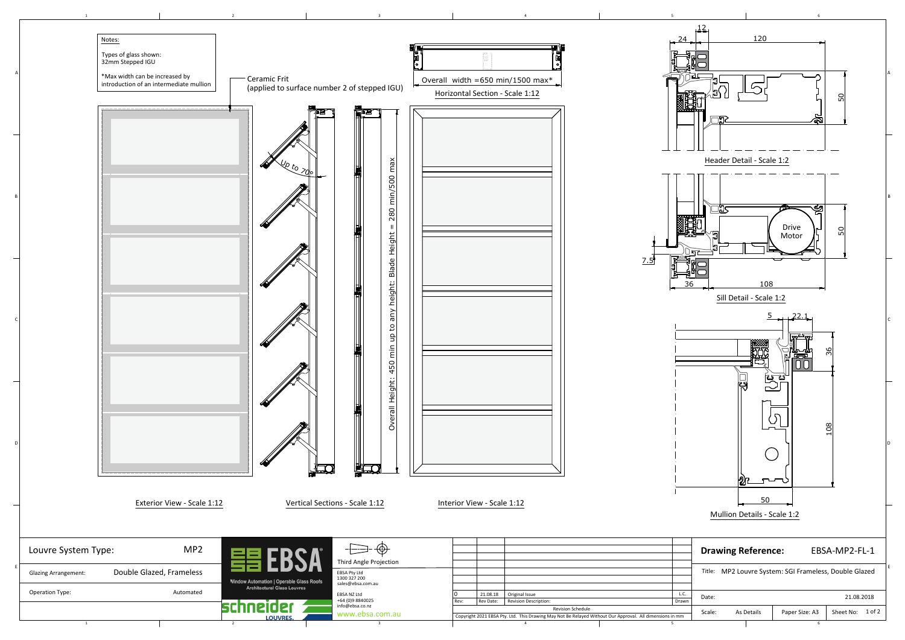Notes:

Types of glass shown:
32mm Stepped IGU

*Max width can be increased by introduction of an intermediate mullion

Ceramic Frit
(applied to surface number 2 of stepped IGU)

Overall width =650 min/1500 max*

Horizontal Section - Scale 1:12

Up to 70°

Overall Height: 450 min up to any height: Blade Height = 280 min/500 max

Exterior View - Scale 1:12

Vertical Sections - Scale 1:12

Interior View - Scale 1:12

24 | 12 | 120 | 50

Header Detail - Scale 1:2

Drive Motor

50 | 7.5 | 36 | 108

Sill Detail - Scale 1:2

5 | 22.1 | 36 | 108 | 50

Mullion Details - Scale 1:2

| | |
|---|---|
| Louvre System Type: | MP2 |
| Glazing Arrangement: | Double Glazed, Frameless |
| Operation Type: | Automated |

EBSA — Window Automation | Operable Glass Roofs — Architectural Glass Louvres

schneider LOUVRES.

Third Angle Projection

EBSA Pty Ltd
1300 327 200
sales@ebsa.com.au

EBSA NZ Ltd
+64 (0)9 8840025
info@ebsa.co.nz

www.ebsa.com.au

| Rev: | Rev Date: | Revision Description: | Drawn |
|---|---|---|---|
| 0 | 21.08.18 | Original Issue | L.C. |

Revision Schedule

Copyright 2021 EBSA Pty. Ltd. This Drawing May Not Be Relayed Without Our Approval. All dimensions in mm

**Drawing Reference:** EBSA-MP2-FL-1

Title: MP2 Louvre System: SGI Frameless, Double Glazed

| | | | |
|---|---|---|---|
| Date: | | | 21.08.2018 |
| Scale: | As Details | Paper Size: A3 | Sheet No: 1 of 2 |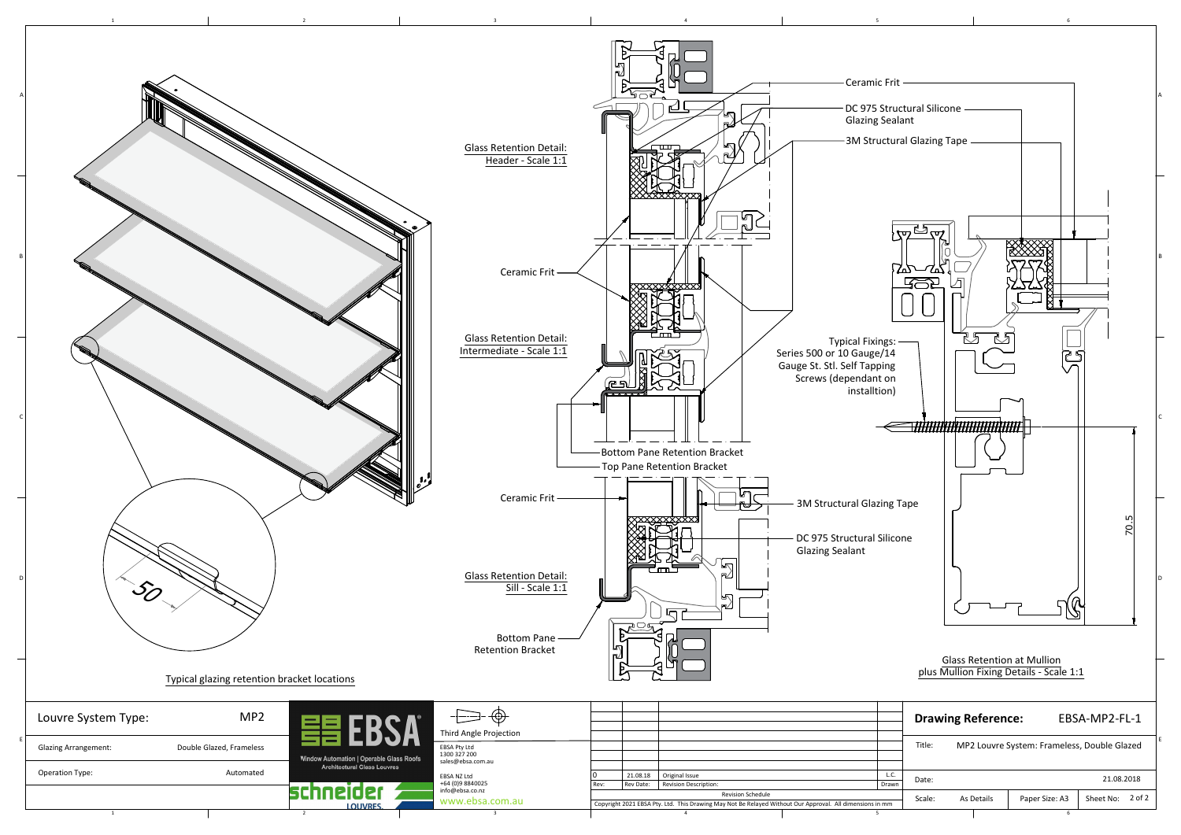Glass Retention Detail:
Header - Scale 1:1

Ceramic Frit

DC 975 Structural Silicone Glazing Sealant

3M Structural Glazing Tape

Ceramic Frit

Glass Retention Detail:
Intermediate - Scale 1:1

Typical Fixings:
Series 500 or 10 Gauge/14 Gauge St. Stl. Self Tapping Screws (dependant on installtion)

Bottom Pane Retention Bracket

Top Pane Retention Bracket

Ceramic Frit

3M Structural Glazing Tape

DC 975 Structural Silicone Glazing Sealant

Glass Retention Detail:
Sill - Scale 1:1

Bottom Pane Retention Bracket

70.5

Glass Retention at Mullion plus Mullion Fixing Details - Scale 1:1

50

Typical glazing retention bracket locations

| | |
|---|---|
| Louvre System Type: | MP2 |
| Glazing Arrangement: | Double Glazed, Frameless |
| Operation Type: | Automated |

EBSA
Window Automation | Operable Glass Roofs
Architectural Glass Louvres

schneider LOUVRES

Third Angle Projection

EBSA Pty Ltd
1300 327 200
sales@ebsa.com.au

EBSA NZ Ltd
+64 (0)9 8840025
info@ebsa.co.nz

www.ebsa.com.au

| Rev: | Rev Date: | Revision Description: | Drawn |
|---|---|---|---|
| 0 | 21.08.18 | Original Issue | L.C. |

Revision Schedule

Copyright 2021 EBSA Pty. Ltd. This Drawing May Not Be Relayed Without Our Approval. All dimensions in mm

**Drawing Reference:** EBSA-MP2-FL-1

| | | | |
|---|---|---|---|
| Title: | MP2 Louvre System: Frameless, Double Glazed | | |
| Date: | 21.08.2018 | | |
| Scale: | As Details | Paper Size: A3 | Sheet No: 2 of 2 |